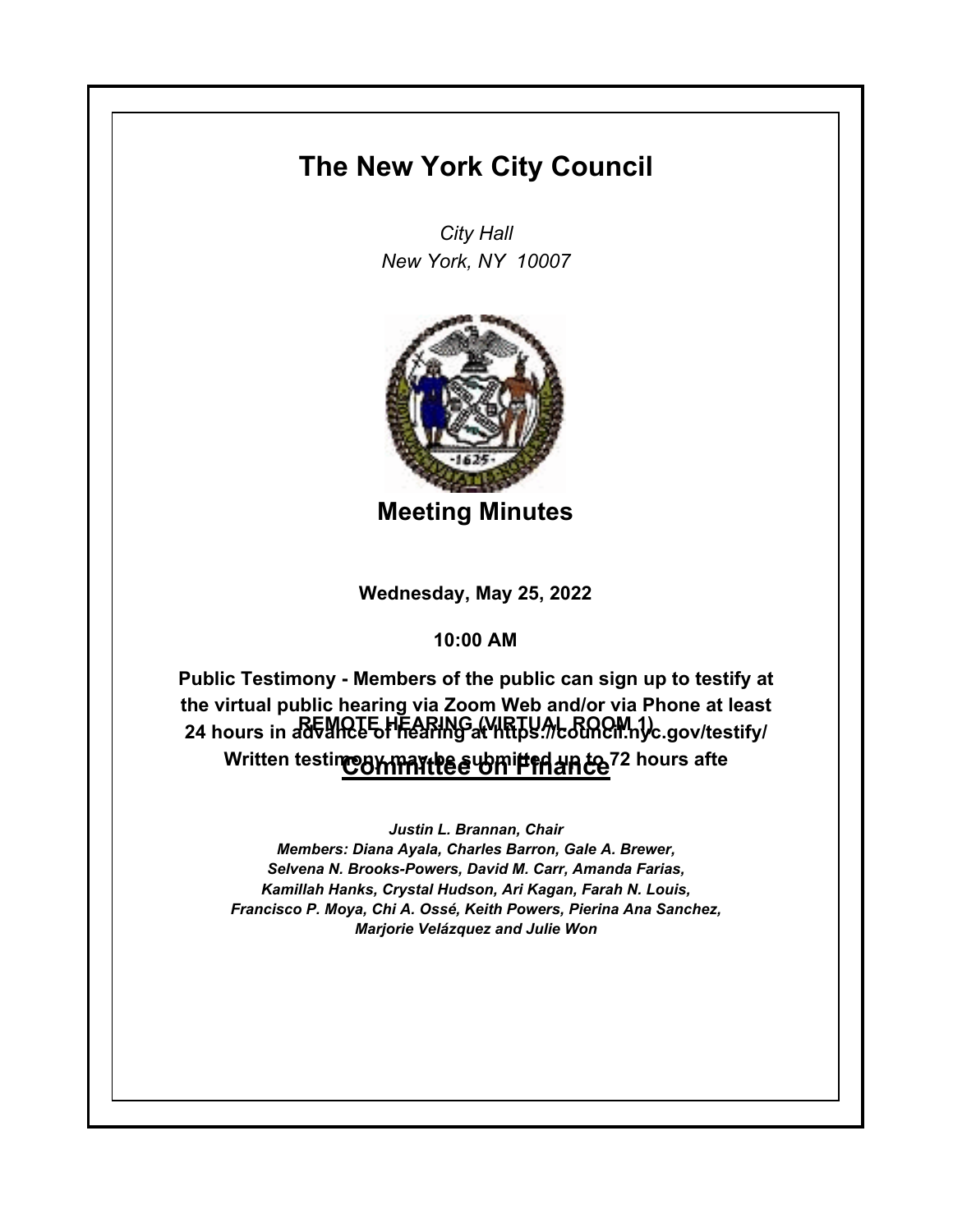# The New York City Council

*City Hall*
*New York, NY 10007*

## Meeting Minutes

**Wednesday, May 25, 2022**

**10:00 AM**

**REMOTE HEARING (VIRTUAL ROOM 1)**

**Public Testimony - Members of the public can sign up to testify at the virtual public hearing via Zoom Web and/or via Phone at least 24 hours in advance of hearing at https://council.nyc.gov/testify/ Written testimony may be submitted up to 72 hours afte**

## Committee on Finance

*Justin L. Brannan, Chair*
*Members: Diana Ayala, Charles Barron, Gale A. Brewer, Selvena N. Brooks-Powers, David M. Carr, Amanda Farias, Kamillah Hanks, Crystal Hudson, Ari Kagan, Farah N. Louis, Francisco P. Moya, Chi A. Ossé, Keith Powers, Pierina Ana Sanchez, Marjorie Velázquez and Julie Won*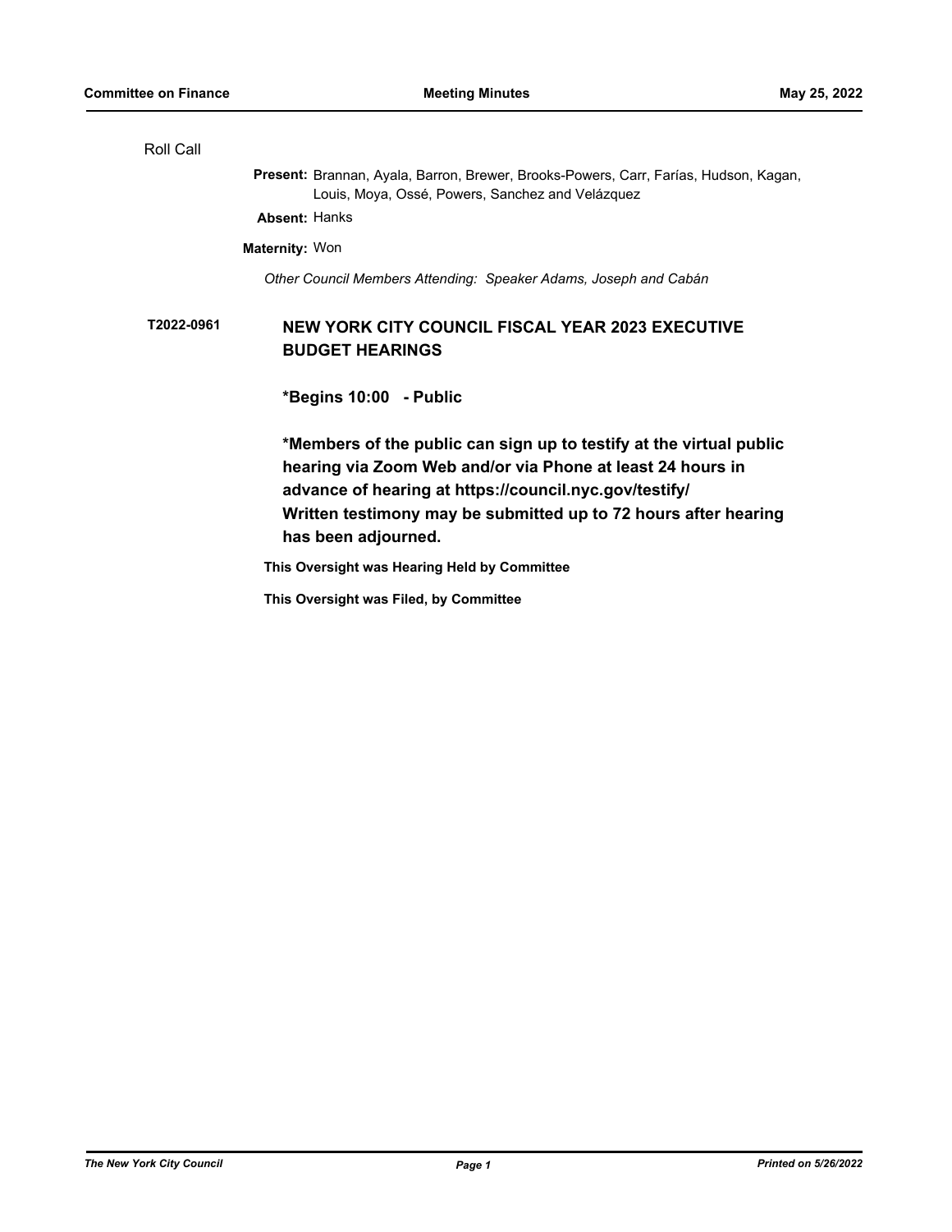Roll Call

**Present:** Brannan, Ayala, Barron, Brewer, Brooks-Powers, Carr, Farías, Hudson, Kagan, Louis, Moya, Ossé, Powers, Sanchez and Velázquez

**Absent:** Hanks

**Maternity:** Won

*Other Council Members Attending: Speaker Adams, Joseph and Cabán*

**T2022-0961**

## NEW YORK CITY COUNCIL FISCAL YEAR 2023 EXECUTIVE BUDGET HEARINGS

**\*Begins 10:00 - Public**

**\*Members of the public can sign up to testify at the virtual public hearing via Zoom Web and/or via Phone at least 24 hours in advance of hearing at https://council.nyc.gov/testify/**
**Written testimony may be submitted up to 72 hours after hearing has been adjourned.**

**This Oversight was Hearing Held by Committee**

**This Oversight was Filed, by Committee**